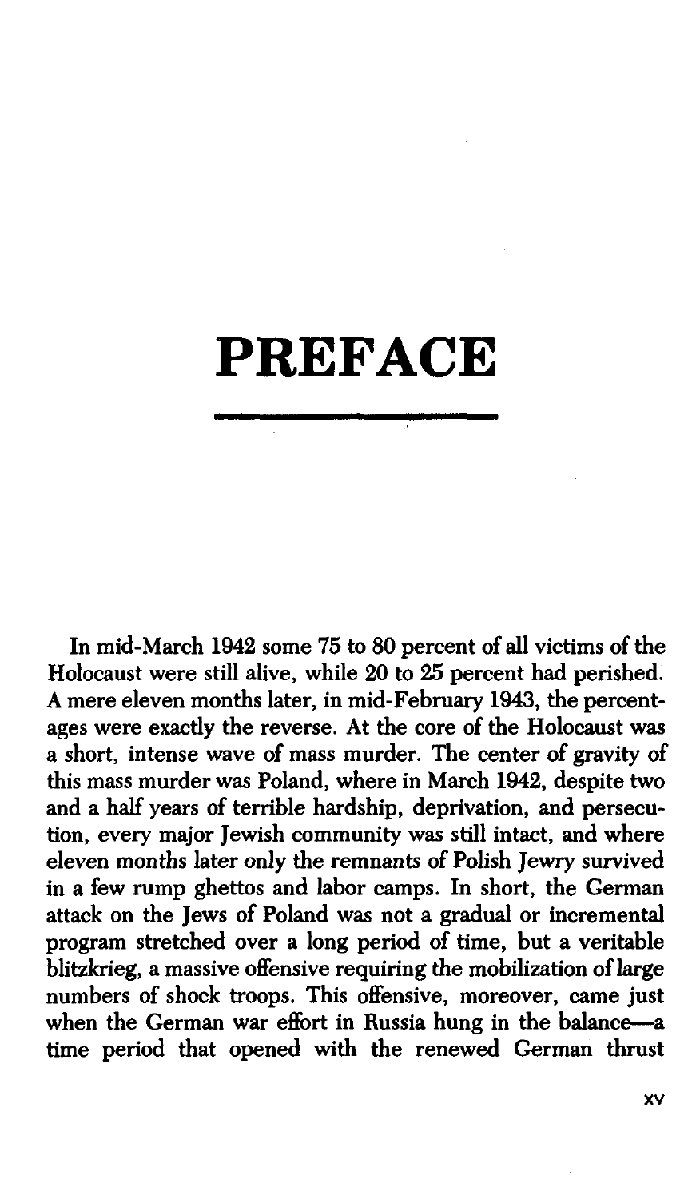# PREFACE

In mid-March 1942 some 75 to 80 percent of all victims of the Holocaust were still alive, while 20 to 25 percent had perished. A mere eleven months later, in mid-February 1943, the percentages were exactly the reverse. At the core of the Holocaust was a short, intense wave of mass murder. The center of gravity of this mass murder was Poland, where in March 1942, despite two and a half years of terrible hardship, deprivation, and persecution, every major Jewish community was still intact, and where eleven months later only the remnants of Polish Jewry survived in a few rump ghettos and labor camps. In short, the German attack on the Jews of Poland was not a gradual or incremental program stretched over a long period of time, but a veritable blitzkrieg, a massive offensive requiring the mobilization of large numbers of shock troops. This offensive, moreover, came just when the German war effort in Russia hung in the balance—a time period that opened with the renewed German thrust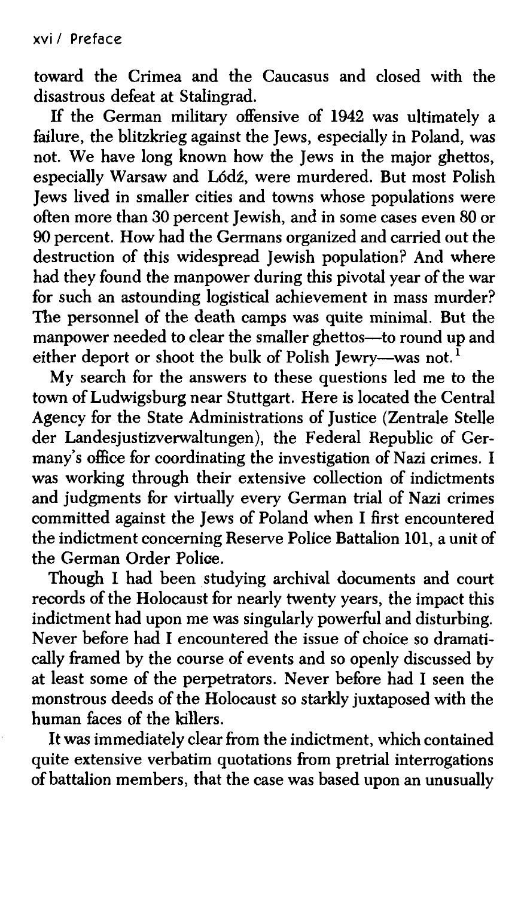toward the Crimea and the Caucasus and closed with the disastrous defeat at Stalingrad.

If the German military offensive of 1942 was ultimately a failure, the blitzkrieg against the Jews, especially in Poland, was not. We have long known how the Jews in the major ghettos, especially Warsaw and Łódź, were murdered. But most Polish Jews lived in smaller cities and towns whose populations were often more than 30 percent Jewish, and in some cases even 80 or 90 percent. How had the Germans organized and carried out the destruction of this widespread Jewish population? And where had they found the manpower during this pivotal year of the war for such an astounding logistical achievement in mass murder? The personnel of the death camps was quite minimal. But the manpower needed to clear the smaller ghettos—to round up and either deport or shoot the bulk of Polish Jewry—was not.[1]

My search for the answers to these questions led me to the town of Ludwigsburg near Stuttgart. Here is located the Central Agency for the State Administrations of Justice (Zentrale Stelle der Landesjustizverwaltungen), the Federal Republic of Germany's office for coordinating the investigation of Nazi crimes. I was working through their extensive collection of indictments and judgments for virtually every German trial of Nazi crimes committed against the Jews of Poland when I first encountered the indictment concerning Reserve Police Battalion 101, a unit of the German Order Police.

Though I had been studying archival documents and court records of the Holocaust for nearly twenty years, the impact this indictment had upon me was singularly powerful and disturbing. Never before had I encountered the issue of choice so dramatically framed by the course of events and so openly discussed by at least some of the perpetrators. Never before had I seen the monstrous deeds of the Holocaust so starkly juxtaposed with the human faces of the killers.

It was immediately clear from the indictment, which contained quite extensive verbatim quotations from pretrial interrogations of battalion members, that the case was based upon an unusually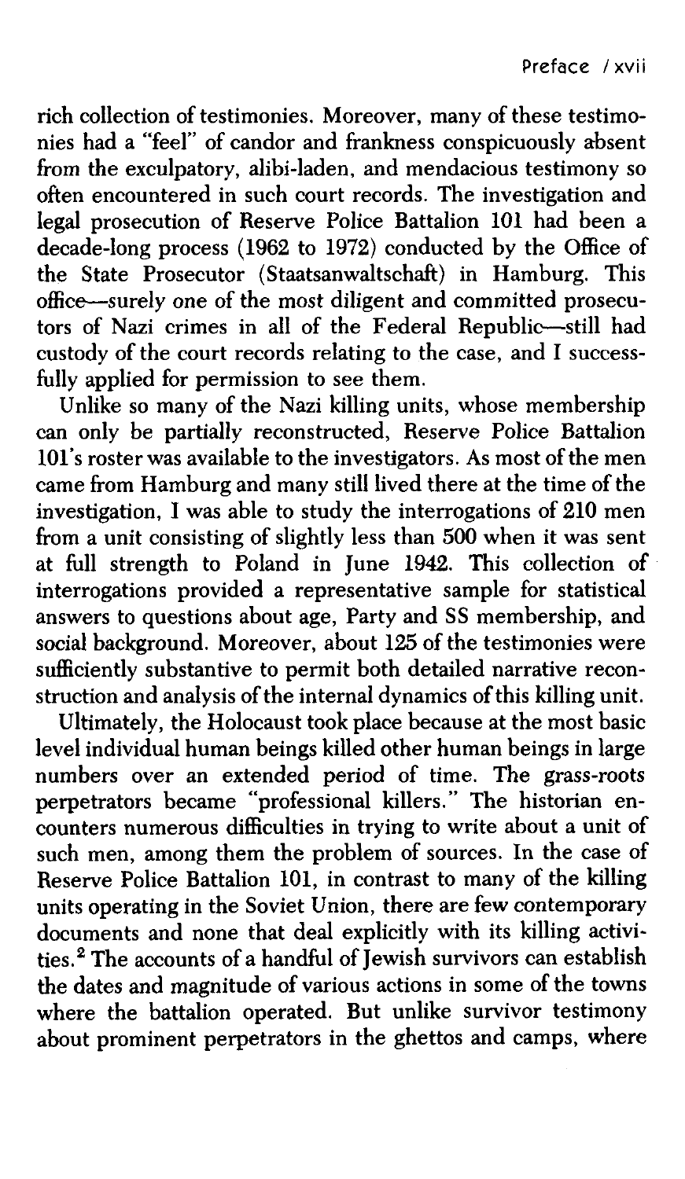rich collection of testimonies. Moreover, many of these testimonies had a "feel" of candor and frankness conspicuously absent from the exculpatory, alibi-laden, and mendacious testimony so often encountered in such court records. The investigation and legal prosecution of Reserve Police Battalion 101 had been a decade-long process (1962 to 1972) conducted by the Office of the State Prosecutor (Staatsanwaltschaft) in Hamburg. This office—surely one of the most diligent and committed prosecutors of Nazi crimes in all of the Federal Republic—still had custody of the court records relating to the case, and I successfully applied for permission to see them.

Unlike so many of the Nazi killing units, whose membership can only be partially reconstructed, Reserve Police Battalion 101's roster was available to the investigators. As most of the men came from Hamburg and many still lived there at the time of the investigation, I was able to study the interrogations of 210 men from a unit consisting of slightly less than 500 when it was sent at full strength to Poland in June 1942. This collection of interrogations provided a representative sample for statistical answers to questions about age, Party and SS membership, and social background. Moreover, about 125 of the testimonies were sufficiently substantive to permit both detailed narrative reconstruction and analysis of the internal dynamics of this killing unit.

Ultimately, the Holocaust took place because at the most basic level individual human beings killed other human beings in large numbers over an extended period of time. The grass-roots perpetrators became "professional killers." The historian encounters numerous difficulties in trying to write about a unit of such men, among them the problem of sources. In the case of Reserve Police Battalion 101, in contrast to many of the killing units operating in the Soviet Union, there are few contemporary documents and none that deal explicitly with its killing activities.[2] The accounts of a handful of Jewish survivors can establish the dates and magnitude of various actions in some of the towns where the battalion operated. But unlike survivor testimony about prominent perpetrators in the ghettos and camps, where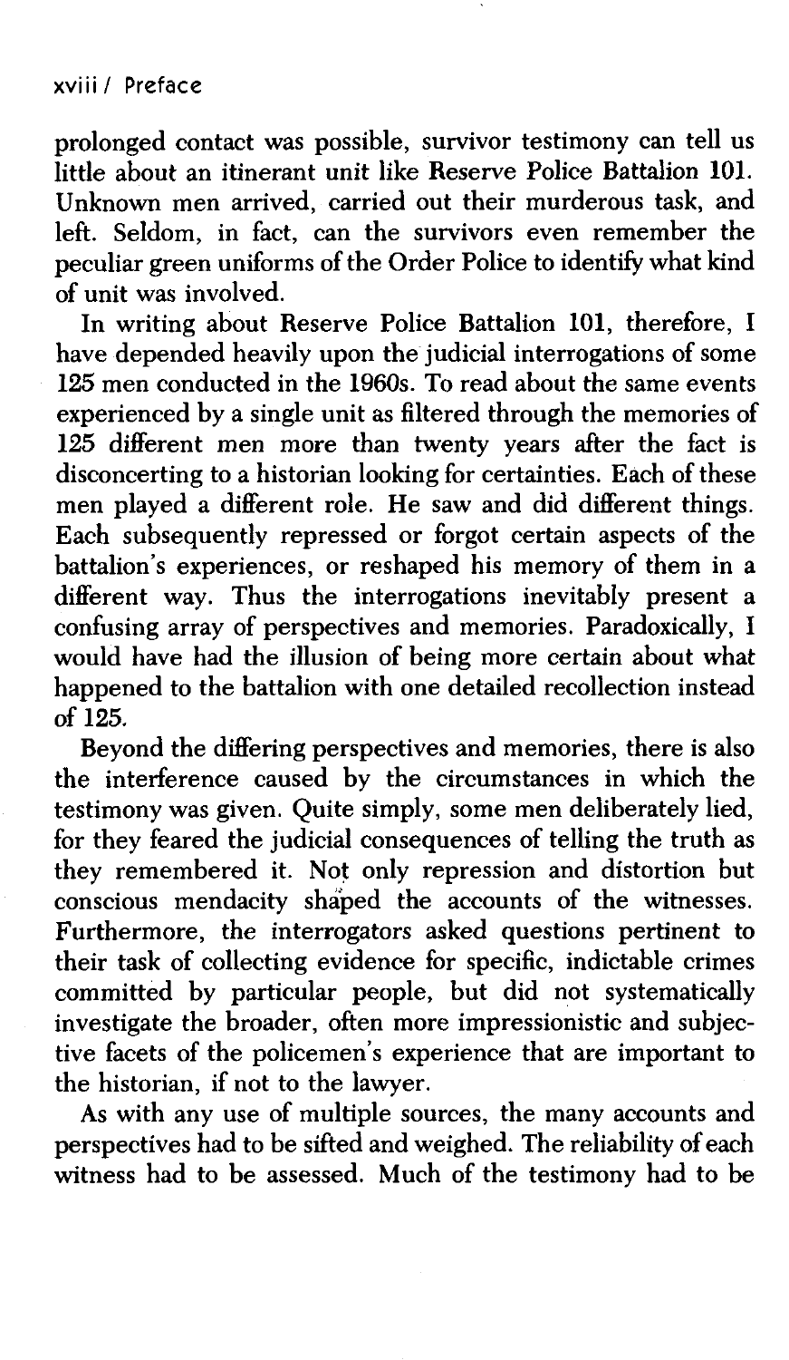prolonged contact was possible, survivor testimony can tell us little about an itinerant unit like Reserve Police Battalion 101. Unknown men arrived, carried out their murderous task, and left. Seldom, in fact, can the survivors even remember the peculiar green uniforms of the Order Police to identify what kind of unit was involved.

In writing about Reserve Police Battalion 101, therefore, I have depended heavily upon the judicial interrogations of some 125 men conducted in the 1960s. To read about the same events experienced by a single unit as filtered through the memories of 125 different men more than twenty years after the fact is disconcerting to a historian looking for certainties. Each of these men played a different role. He saw and did different things. Each subsequently repressed or forgot certain aspects of the battalion's experiences, or reshaped his memory of them in a different way. Thus the interrogations inevitably present a confusing array of perspectives and memories. Paradoxically, I would have had the illusion of being more certain about what happened to the battalion with one detailed recollection instead of 125.

Beyond the differing perspectives and memories, there is also the interference caused by the circumstances in which the testimony was given. Quite simply, some men deliberately lied, for they feared the judicial consequences of telling the truth as they remembered it. Not only repression and distortion but conscious mendacity shaped the accounts of the witnesses. Furthermore, the interrogators asked questions pertinent to their task of collecting evidence for specific, indictable crimes committed by particular people, but did not systematically investigate the broader, often more impressionistic and subjective facets of the policemen's experience that are important to the historian, if not to the lawyer.

As with any use of multiple sources, the many accounts and perspectives had to be sifted and weighed. The reliability of each witness had to be assessed. Much of the testimony had to be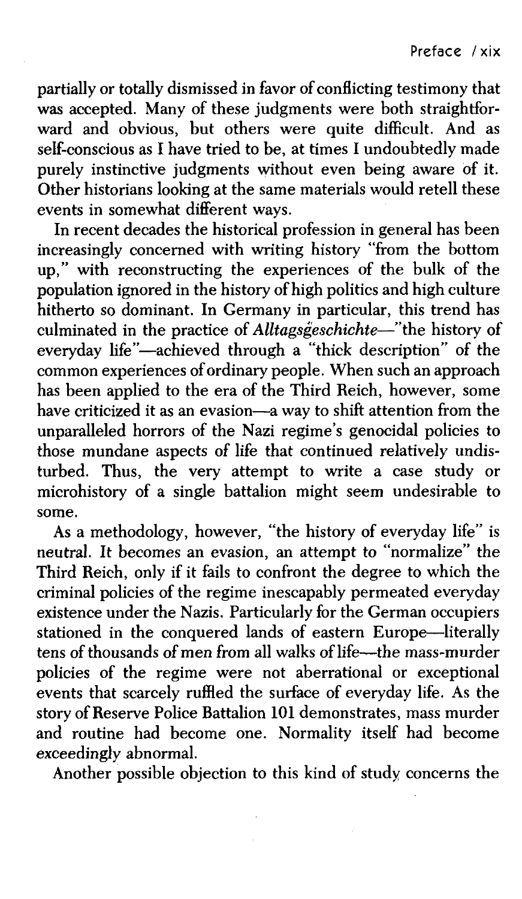partially or totally dismissed in favor of conflicting testimony that was accepted. Many of these judgments were both straightforward and obvious, but others were quite difficult. And as self-conscious as I have tried to be, at times I undoubtedly made purely instinctive judgments without even being aware of it. Other historians looking at the same materials would retell these events in somewhat different ways.

In recent decades the historical profession in general has been increasingly concerned with writing history "from the bottom up," with reconstructing the experiences of the bulk of the population ignored in the history of high politics and high culture hitherto so dominant. In Germany in particular, this trend has culminated in the practice of *Alltagsgeschichte*—"the history of everyday life"—achieved through a "thick description" of the common experiences of ordinary people. When such an approach has been applied to the era of the Third Reich, however, some have criticized it as an evasion—a way to shift attention from the unparalleled horrors of the Nazi regime's genocidal policies to those mundane aspects of life that continued relatively undisturbed. Thus, the very attempt to write a case study or microhistory of a single battalion might seem undesirable to some.

As a methodology, however, "the history of everyday life" is neutral. It becomes an evasion, an attempt to "normalize" the Third Reich, only if it fails to confront the degree to which the criminal policies of the regime inescapably permeated everyday existence under the Nazis. Particularly for the German occupiers stationed in the conquered lands of eastern Europe—literally tens of thousands of men from all walks of life—the mass-murder policies of the regime were not aberrational or exceptional events that scarcely ruffled the surface of everyday life. As the story of Reserve Police Battalion 101 demonstrates, mass murder and routine had become one. Normality itself had become exceedingly abnormal.

Another possible objection to this kind of study concerns the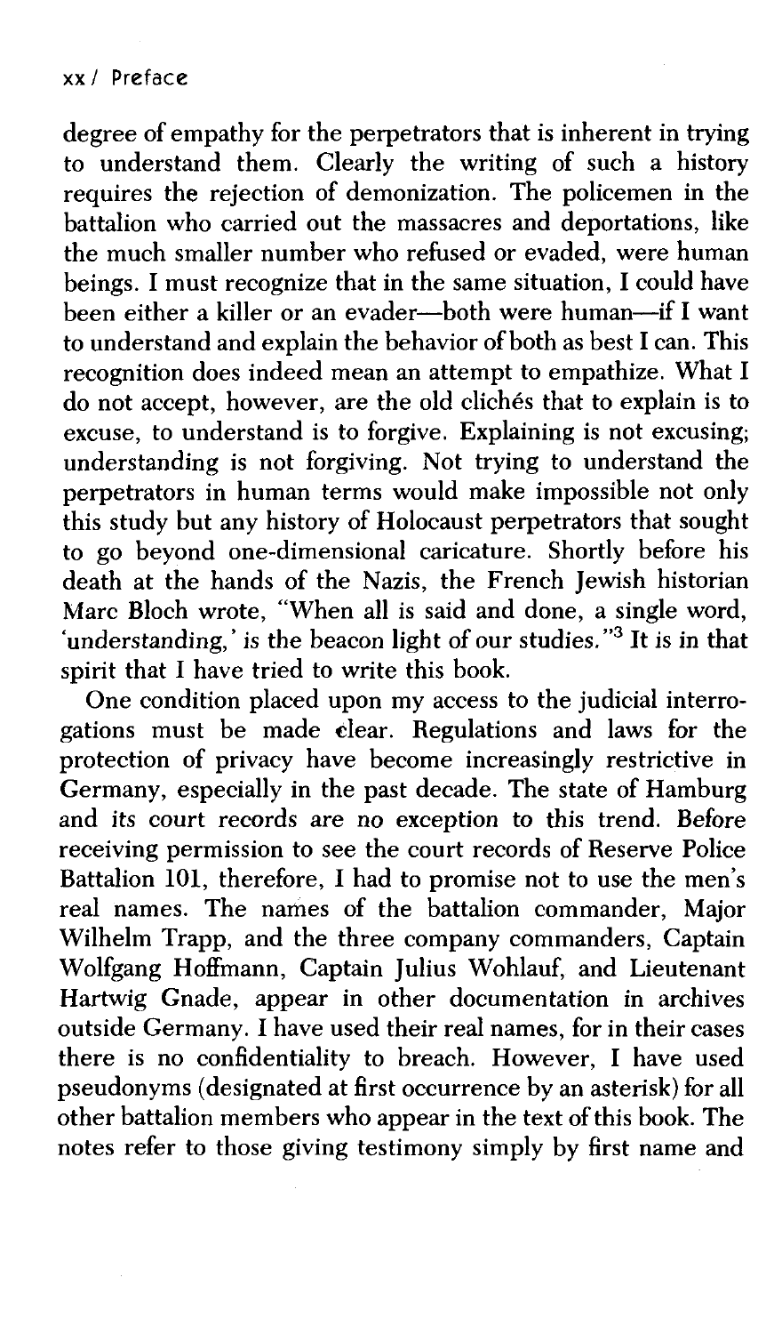degree of empathy for the perpetrators that is inherent in trying to understand them. Clearly the writing of such a history requires the rejection of demonization. The policemen in the battalion who carried out the massacres and deportations, like the much smaller number who refused or evaded, were human beings. I must recognize that in the same situation, I could have been either a killer or an evader—both were human—if I want to understand and explain the behavior of both as best I can. This recognition does indeed mean an attempt to empathize. What I do not accept, however, are the old clichés that to explain is to excuse, to understand is to forgive. Explaining is not excusing; understanding is not forgiving. Not trying to understand the perpetrators in human terms would make impossible not only this study but any history of Holocaust perpetrators that sought to go beyond one-dimensional caricature. Shortly before his death at the hands of the Nazis, the French Jewish historian Marc Bloch wrote, "When all is said and done, a single word, 'understanding,' is the beacon light of our studies."[3] It is in that spirit that I have tried to write this book.

One condition placed upon my access to the judicial interrogations must be made clear. Regulations and laws for the protection of privacy have become increasingly restrictive in Germany, especially in the past decade. The state of Hamburg and its court records are no exception to this trend. Before receiving permission to see the court records of Reserve Police Battalion 101, therefore, I had to promise not to use the men's real names. The names of the battalion commander, Major Wilhelm Trapp, and the three company commanders, Captain Wolfgang Hoffmann, Captain Julius Wohlauf, and Lieutenant Hartwig Gnade, appear in other documentation in archives outside Germany. I have used their real names, for in their cases there is no confidentiality to breach. However, I have used pseudonyms (designated at first occurrence by an asterisk) for all other battalion members who appear in the text of this book. The notes refer to those giving testimony simply by first name and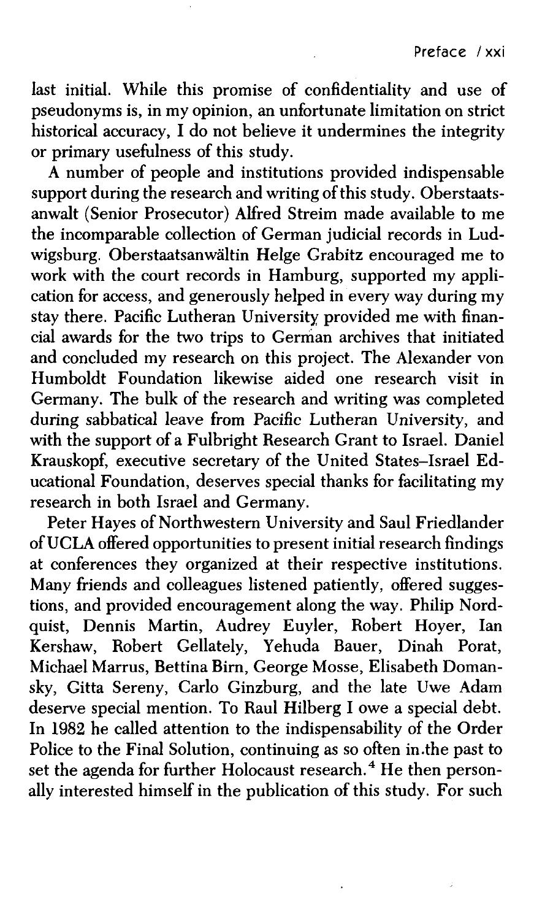last initial. While this promise of confidentiality and use of pseudonyms is, in my opinion, an unfortunate limitation on strict historical accuracy, I do not believe it undermines the integrity or primary usefulness of this study.

A number of people and institutions provided indispensable support during the research and writing of this study. Oberstaatsanwalt (Senior Prosecutor) Alfred Streim made available to me the incomparable collection of German judicial records in Ludwigsburg. Oberstaatsanwältin Helge Grabitz encouraged me to work with the court records in Hamburg, supported my application for access, and generously helped in every way during my stay there. Pacific Lutheran University provided me with financial awards for the two trips to German archives that initiated and concluded my research on this project. The Alexander von Humboldt Foundation likewise aided one research visit in Germany. The bulk of the research and writing was completed during sabbatical leave from Pacific Lutheran University, and with the support of a Fulbright Research Grant to Israel. Daniel Krauskopf, executive secretary of the United States–Israel Educational Foundation, deserves special thanks for facilitating my research in both Israel and Germany.

Peter Hayes of Northwestern University and Saul Friedlander of UCLA offered opportunities to present initial research findings at conferences they organized at their respective institutions. Many friends and colleagues listened patiently, offered suggestions, and provided encouragement along the way. Philip Nordquist, Dennis Martin, Audrey Euyler, Robert Hoyer, Ian Kershaw, Robert Gellately, Yehuda Bauer, Dinah Porat, Michael Marrus, Bettina Birn, George Mosse, Elisabeth Domansky, Gitta Sereny, Carlo Ginzburg, and the late Uwe Adam deserve special mention. To Raul Hilberg I owe a special debt. In 1982 he called attention to the indispensability of the Order Police to the Final Solution, continuing as so often in the past to set the agenda for further Holocaust research.[4] He then personally interested himself in the publication of this study. For such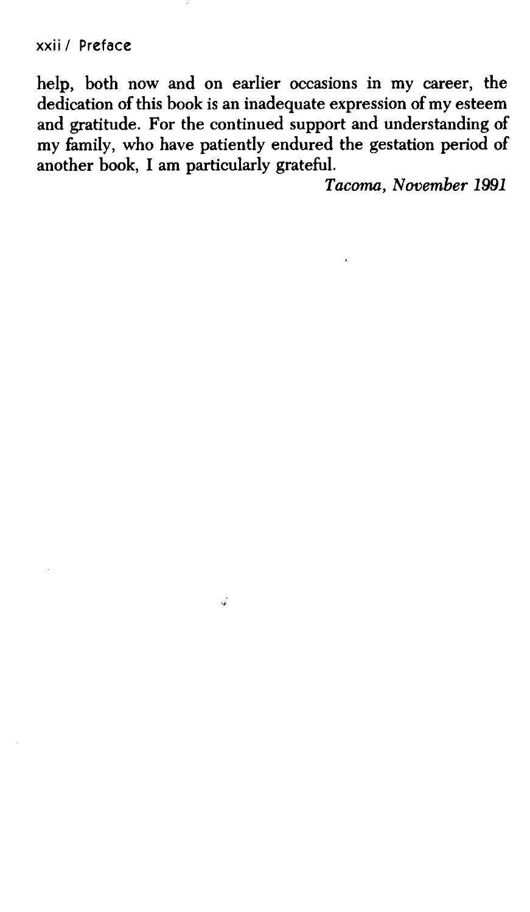help, both now and on earlier occasions in my career, the dedication of this book is an inadequate expression of my esteem and gratitude. For the continued support and understanding of my family, who have patiently endured the gestation period of another book, I am particularly grateful.

*Tacoma, November 1991*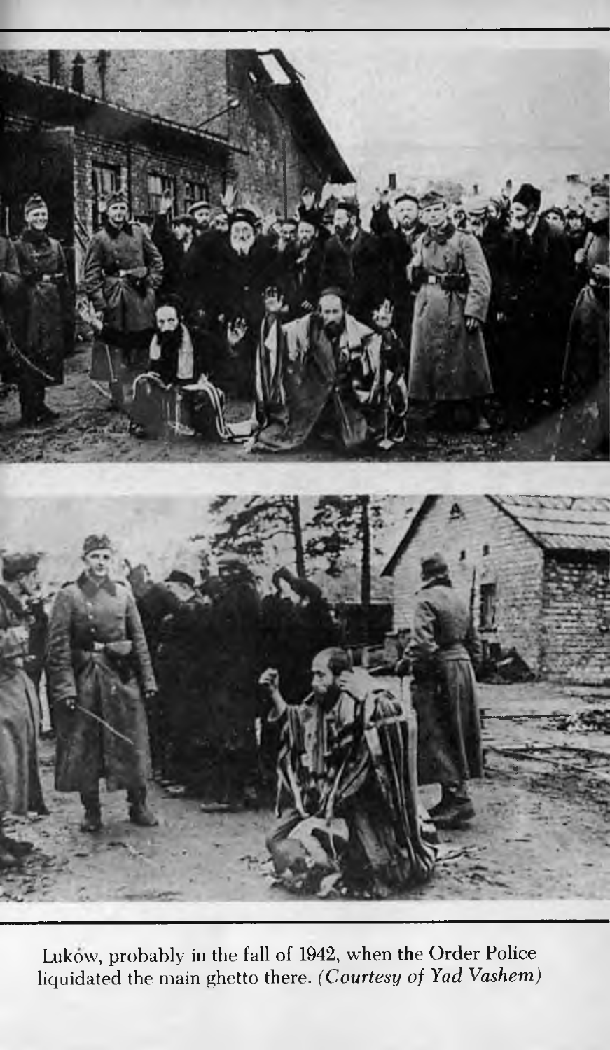Luków, probably in the fall of 1942, when the Order Police liquidated the main ghetto there. *(Courtesy of Yad Vashem)*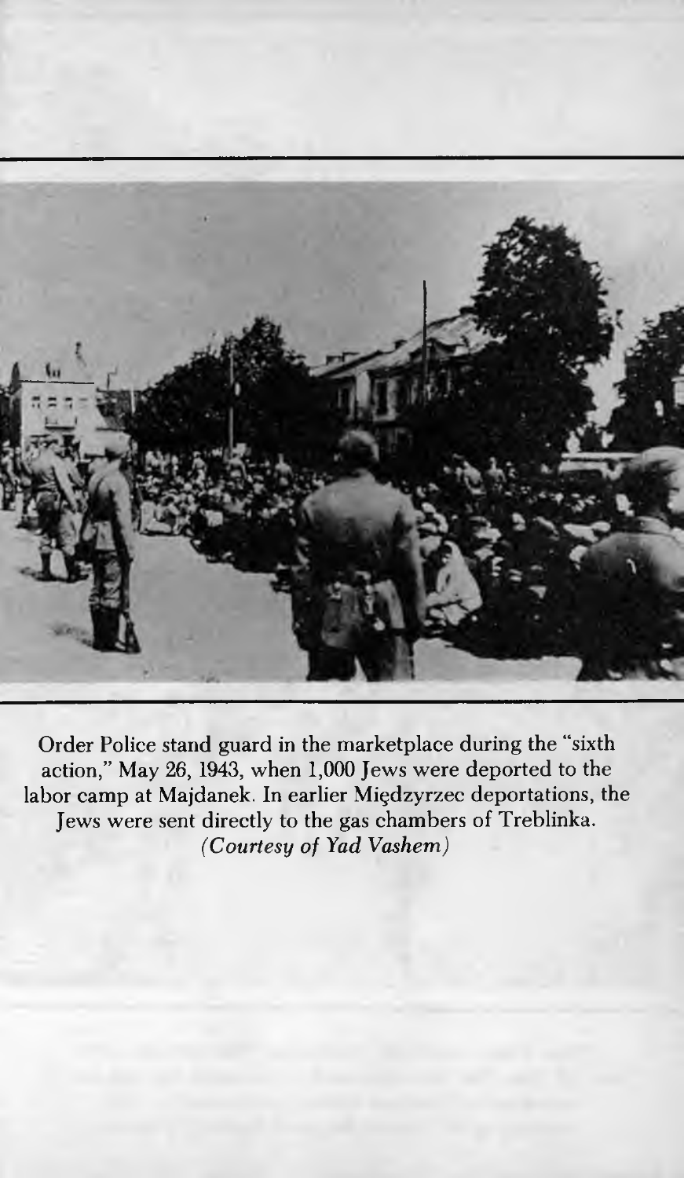Order Police stand guard in the marketplace during the "sixth action," May 26, 1943, when 1,000 Jews were deported to the labor camp at Majdanek. In earlier Międzyrzec deportations, the Jews were sent directly to the gas chambers of Treblinka. *(Courtesy of Yad Vashem)*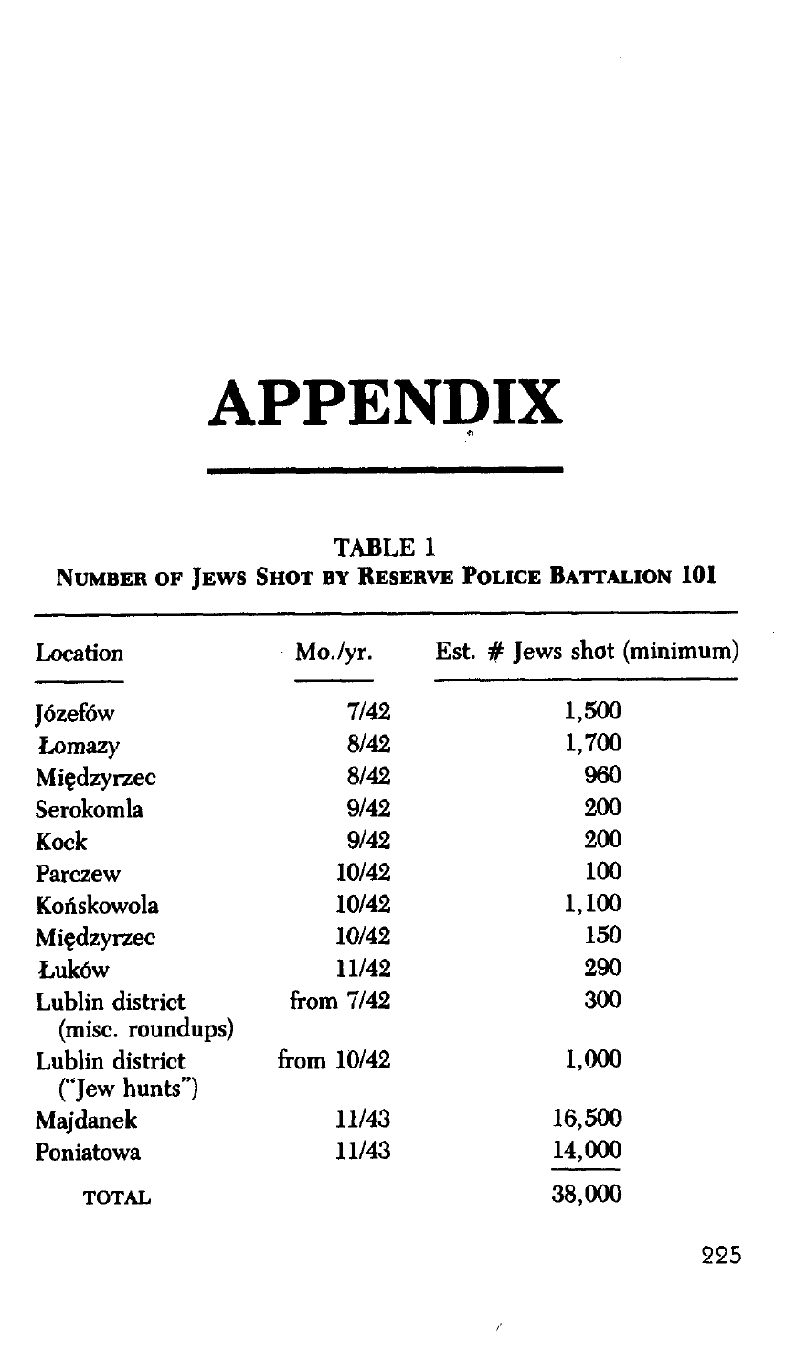# APPENDIX

**TABLE 1**
**Number of Jews Shot by Reserve Police Battalion 101**

| Location | Mo./yr. | Est. # Jews shot (minimum) |
|---|---|---|
| Józefów | 7/42 | 1,500 |
| Łomazy | 8/42 | 1,700 |
| Międzyrzec | 8/42 | 960 |
| Serokomla | 9/42 | 200 |
| Kock | 9/42 | 200 |
| Parczew | 10/42 | 100 |
| Końskowola | 10/42 | 1,100 |
| Międzyrzec | 10/42 | 150 |
| Łuków | 11/42 | 290 |
| Lublin district (misc. roundups) | from 7/42 | 300 |
| Lublin district ("Jew hunts") | from 10/42 | 1,000 |
| Majdanek | 11/43 | 16,500 |
| Poniatowa | 11/43 | 14,000 |
| TOTAL | | 38,000 |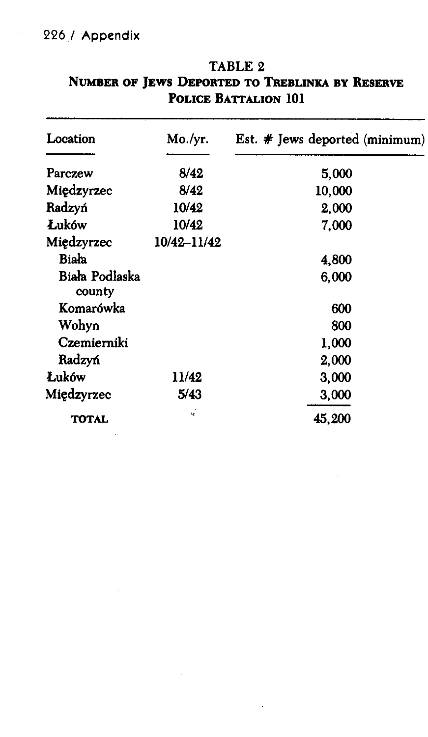## TABLE 2

### Number of Jews Deported to Treblinka by Reserve Police Battalion 101

| Location | Mo./yr. | Est. # Jews deported (minimum) |
|---|---|---|
| Parczew | 8/42 | 5,000 |
| Międzyrzec | 8/42 | 10,000 |
| Radzyń | 10/42 | 2,000 |
| Łuków | 10/42 | 7,000 |
| Międzyrzec | 10/42–11/42 | |
| Biała | | 4,800 |
| Biała Podlaska county | | 6,000 |
| Komarówka | | 600 |
| Wohyn | | 800 |
| Czemierniki | | 1,000 |
| Radzyń | | 2,000 |
| Łuków | 11/42 | 3,000 |
| Międzyrzec | 5/43 | 3,000 |
| TOTAL | | 45,200 |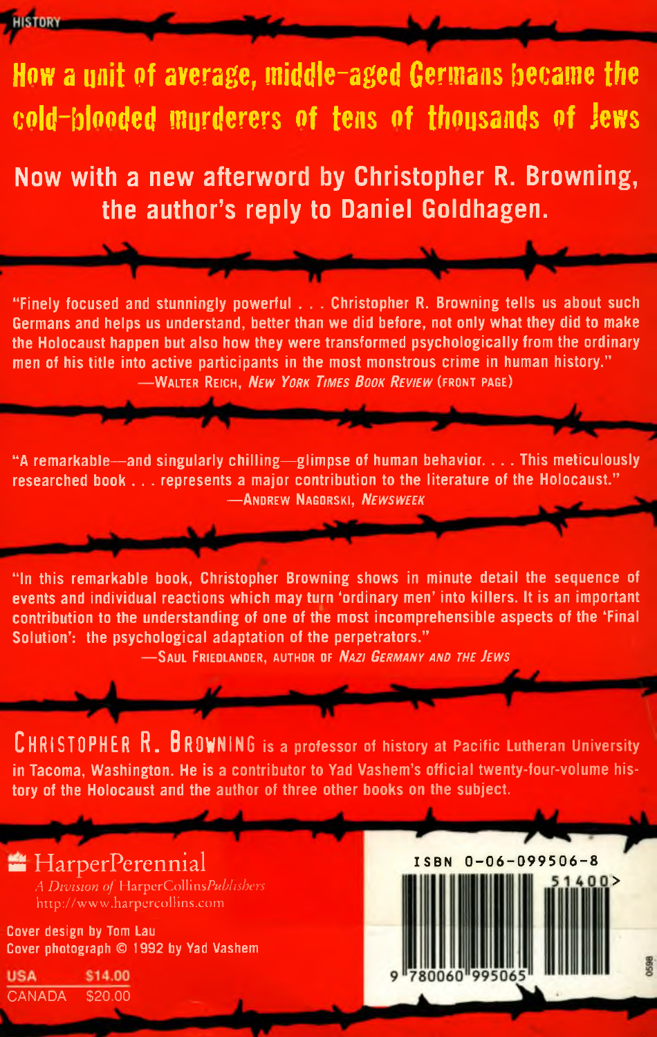HISTORY

# How a unit of average, middle-aged Germans became the cold-blooded murderers of tens of thousands of Jews

## Now with a new afterword by Christopher R. Browning, the author's reply to Daniel Goldhagen.

"Finely focused and stunningly powerful . . . Christopher R. Browning tells us about such Germans and helps us understand, better than we did before, not only what they did to make the Holocaust happen but also how they were transformed psychologically from the ordinary men of his title into active participants in the most monstrous crime in human history."
—WALTER REICH, *NEW YORK TIMES BOOK REVIEW* (FRONT PAGE)

"A remarkable—and singularly chilling—glimpse of human behavior. . . . This meticulously researched book . . . represents a major contribution to the literature of the Holocaust."
—ANDREW NAGORSKI, *NEWSWEEK*

"In this remarkable book, Christopher Browning shows in minute detail the sequence of events and individual reactions which may turn 'ordinary men' into killers. It is an important contribution to the understanding of one of the most incomprehensible aspects of the 'Final Solution': the psychological adaptation of the perpetrators."
—SAUL FRIEDLANDER, AUTHOR OF *NAZI GERMANY AND THE JEWS*

CHRISTOPHER R. BROWNING is a professor of history at Pacific Lutheran University in Tacoma, Washington. He is a contributor to Yad Vashem's official twenty-four-volume history of the Holocaust and the author of three other books on the subject.

HarperPerennial
*A Division of* HarperCollins*Publishers*
http://www.harpercollins.com

Cover design by Tom Lau
Cover photograph © 1992 by Yad Vashem

USA $14.00
CANADA $20.00

ISBN 0-06-099506-8
51400>
9 780060 995065
0598